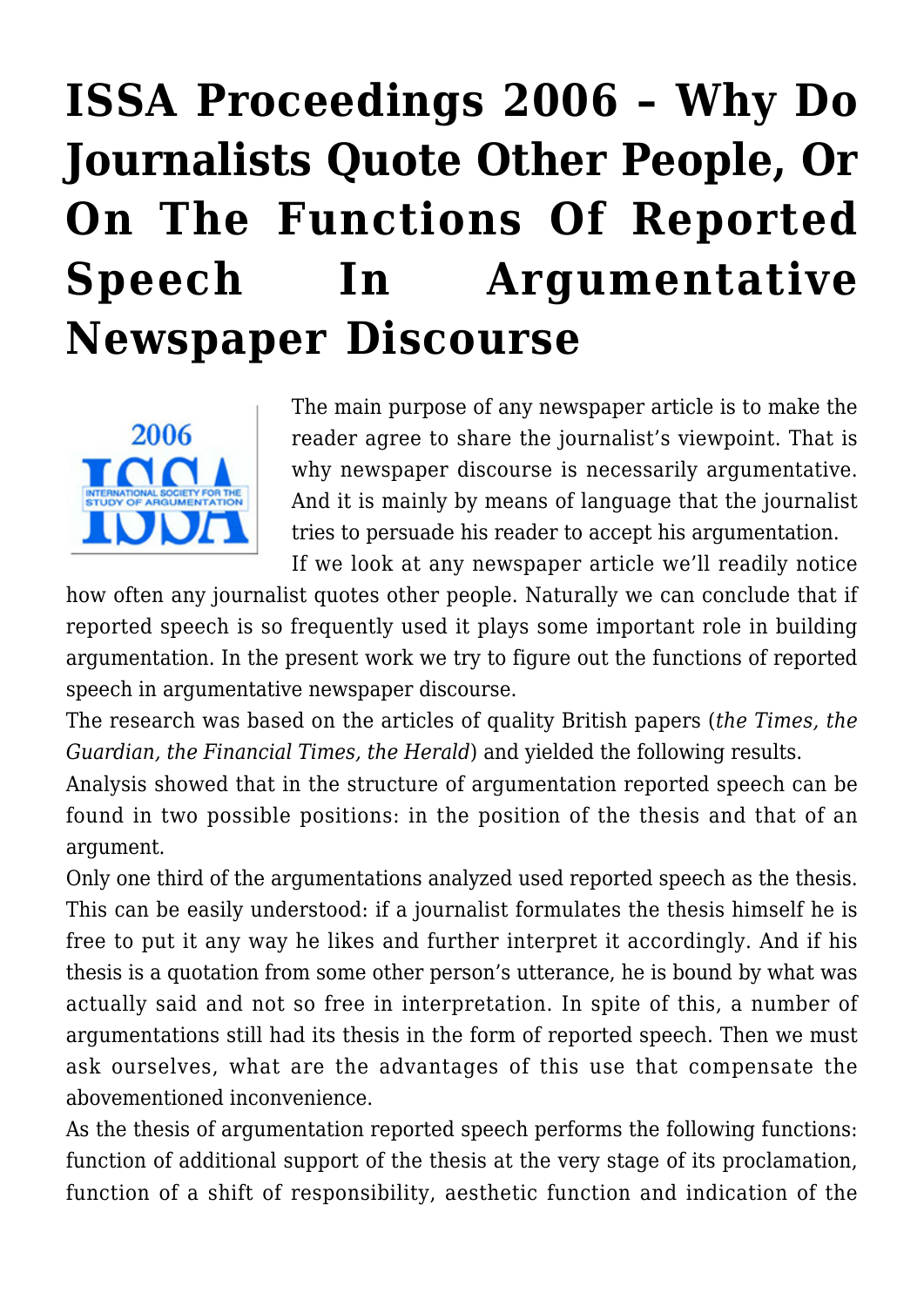# ISSA Proceedings 2006 – Why Do Journalists Quote Other People, Or On The Functions Of Reported Speech In Argumentative Newspaper Discourse

The main purpose of any newspaper article is to make the reader agree to share the journalist's viewpoint. That is why newspaper discourse is necessarily argumentative. And it is mainly by means of language that the journalist tries to persuade his reader to accept his argumentation.

If we look at any newspaper article we'll readily notice how often any journalist quotes other people. Naturally we can conclude that if reported speech is so frequently used it plays some important role in building argumentation. In the present work we try to figure out the functions of reported speech in argumentative newspaper discourse.

The research was based on the articles of quality British papers (*the Times, the Guardian, the Financial Times, the Herald*) and yielded the following results.

Analysis showed that in the structure of argumentation reported speech can be found in two possible positions: in the position of the thesis and that of an argument.

Only one third of the argumentations analyzed used reported speech as the thesis. This can be easily understood: if a journalist formulates the thesis himself he is free to put it any way he likes and further interpret it accordingly. And if his thesis is a quotation from some other person's utterance, he is bound by what was actually said and not so free in interpretation. In spite of this, a number of argumentations still had its thesis in the form of reported speech. Then we must ask ourselves, what are the advantages of this use that compensate the abovementioned inconvenience.

As the thesis of argumentation reported speech performs the following functions: function of additional support of the thesis at the very stage of its proclamation, function of a shift of responsibility, aesthetic function and indication of the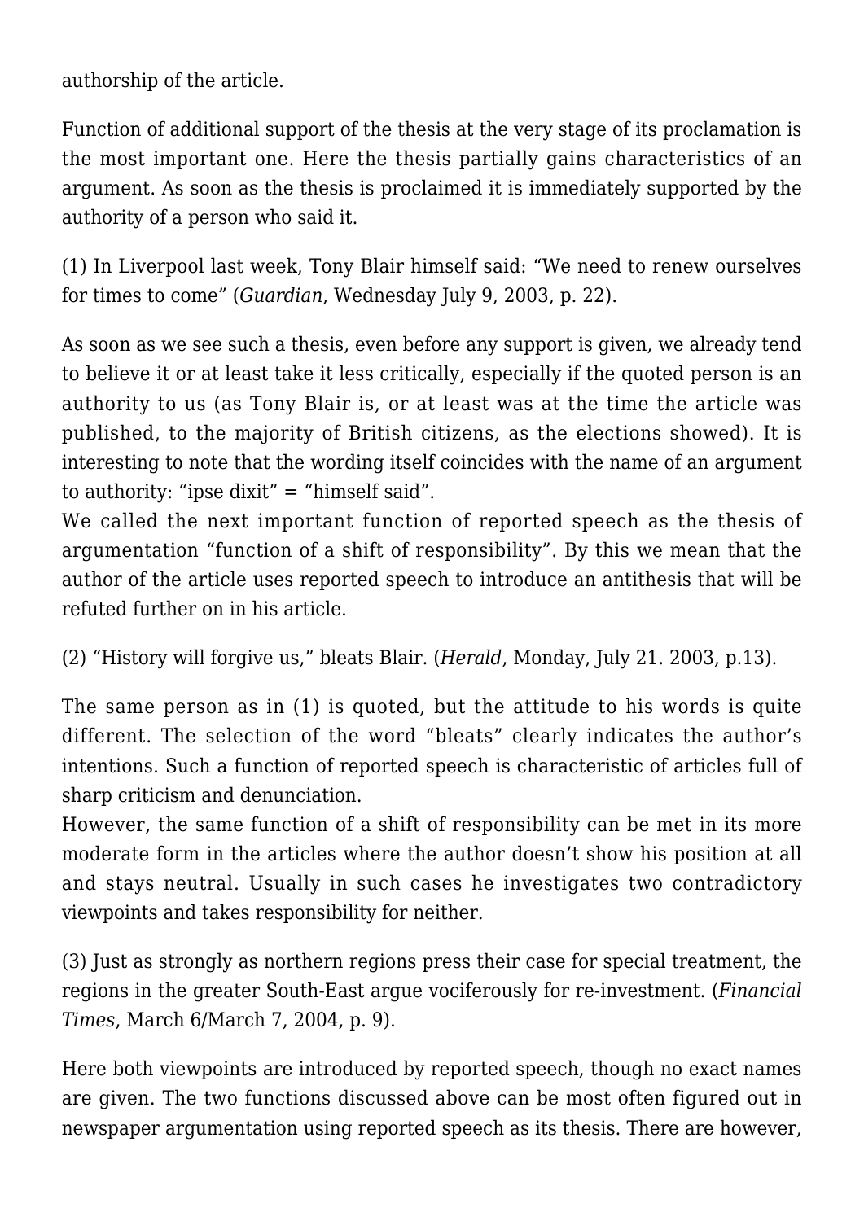authorship of the article.

Function of additional support of the thesis at the very stage of its proclamation is the most important one. Here the thesis partially gains characteristics of an argument. As soon as the thesis is proclaimed it is immediately supported by the authority of a person who said it.

(1) In Liverpool last week, Tony Blair himself said: "We need to renew ourselves for times to come" (*Guardian*, Wednesday July 9, 2003, p. 22).

As soon as we see such a thesis, even before any support is given, we already tend to believe it or at least take it less critically, especially if the quoted person is an authority to us (as Tony Blair is, or at least was at the time the article was published, to the majority of British citizens, as the elections showed). It is interesting to note that the wording itself coincides with the name of an argument to authority: "ipse dixit" = "himself said".
We called the next important function of reported speech as the thesis of argumentation "function of a shift of responsibility". By this we mean that the author of the article uses reported speech to introduce an antithesis that will be refuted further on in his article.

(2) "History will forgive us," bleats Blair. (*Herald*, Monday, July 21. 2003, p.13).

The same person as in (1) is quoted, but the attitude to his words is quite different. The selection of the word "bleats" clearly indicates the author's intentions. Such a function of reported speech is characteristic of articles full of sharp criticism and denunciation.
However, the same function of a shift of responsibility can be met in its more moderate form in the articles where the author doesn't show his position at all and stays neutral. Usually in such cases he investigates two contradictory viewpoints and takes responsibility for neither.

(3) Just as strongly as northern regions press their case for special treatment, the regions in the greater South-East argue vociferously for re-investment. (*Financial Times*, March 6/March 7, 2004, p. 9).

Here both viewpoints are introduced by reported speech, though no exact names are given. The two functions discussed above can be most often figured out in newspaper argumentation using reported speech as its thesis. There are however,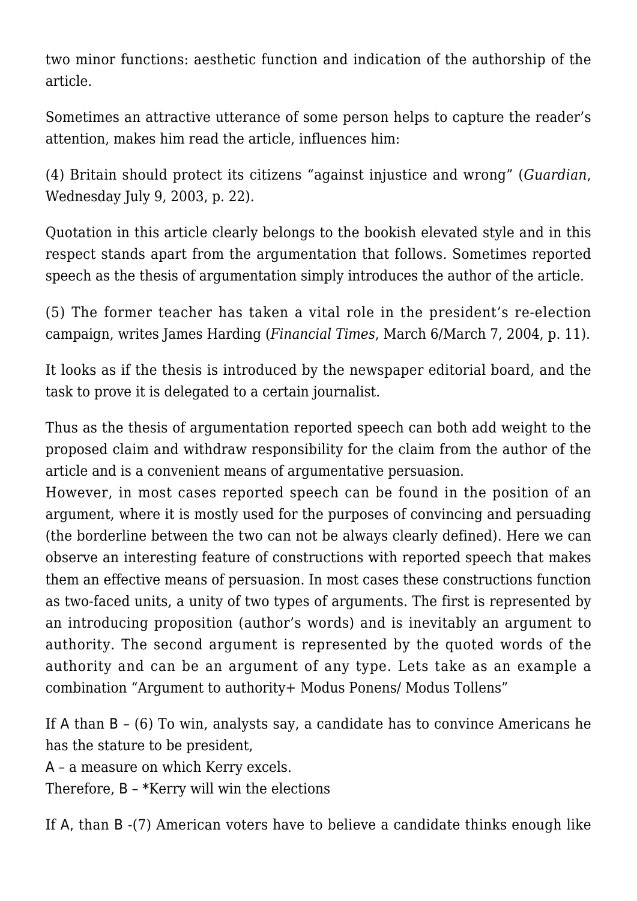two minor functions: aesthetic function and indication of the authorship of the article.

Sometimes an attractive utterance of some person helps to capture the reader's attention, makes him read the article, influences him:

(4) Britain should protect its citizens "against injustice and wrong" (*Guardian*, Wednesday July 9, 2003, p. 22).

Quotation in this article clearly belongs to the bookish elevated style and in this respect stands apart from the argumentation that follows. Sometimes reported speech as the thesis of argumentation simply introduces the author of the article.

(5) The former teacher has taken a vital role in the president's re-election campaign, writes James Harding (*Financial Times*, March 6/March 7, 2004, p. 11).

It looks as if the thesis is introduced by the newspaper editorial board, and the task to prove it is delegated to a certain journalist.

Thus as the thesis of argumentation reported speech can both add weight to the proposed claim and withdraw responsibility for the claim from the author of the article and is a convenient means of argumentative persuasion.
However, in most cases reported speech can be found in the position of an argument, where it is mostly used for the purposes of convincing and persuading (the borderline between the two can not be always clearly defined). Here we can observe an interesting feature of constructions with reported speech that makes them an effective means of persuasion. In most cases these constructions function as two-faced units, a unity of two types of arguments. The first is represented by an introducing proposition (author's words) and is inevitably an argument to authority. The second argument is represented by the quoted words of the authority and can be an argument of any type. Lets take as an example a combination "Argument to authority+ Modus Ponens/ Modus Tollens"

If A than B – (6) To win, analysts say, a candidate has to convince Americans he has the stature to be president,
A – a measure on which Kerry excels.
Therefore, B – *Kerry will win the elections

If A, than B -(7) American voters have to believe a candidate thinks enough like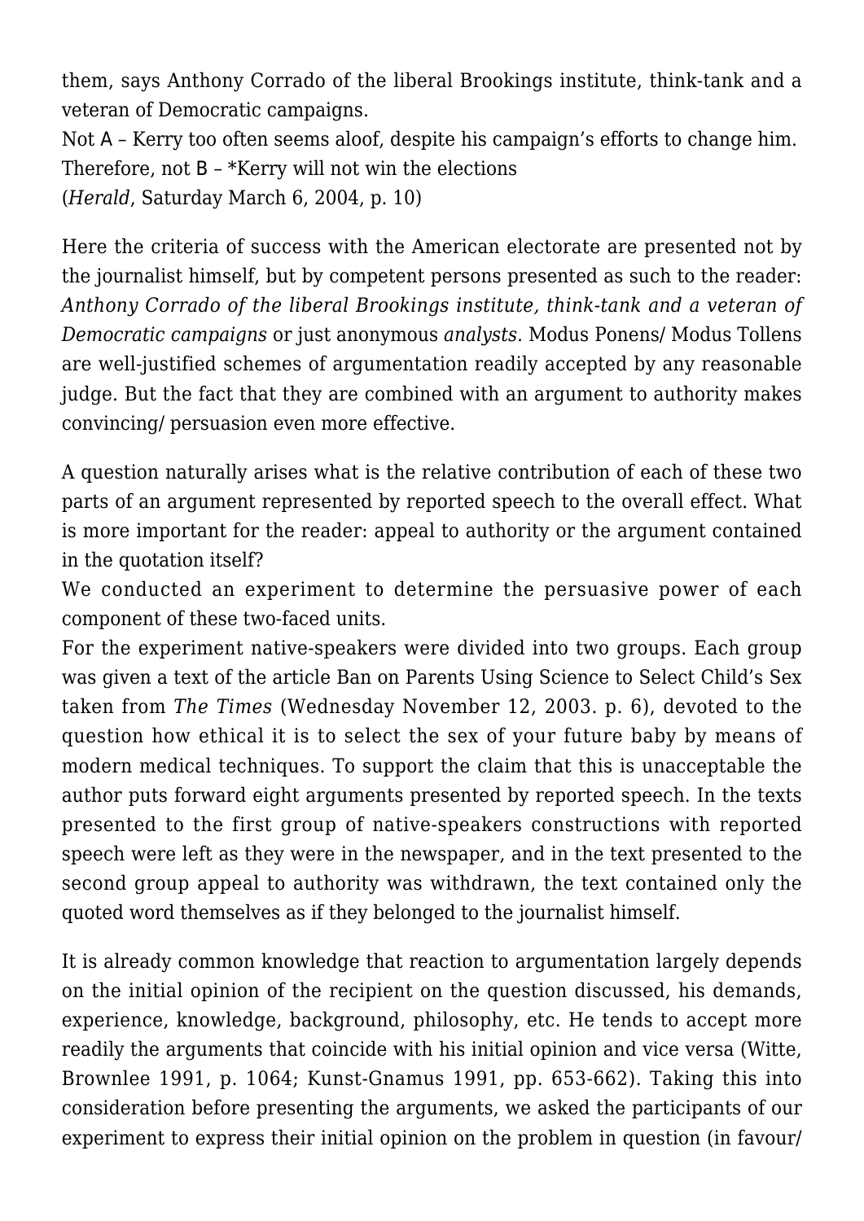them, says Anthony Corrado of the liberal Brookings institute, think-tank and a veteran of Democratic campaigns.

Not A – Kerry too often seems aloof, despite his campaign's efforts to change him.

Therefore, not B – *Kerry will not win the elections

(*Herald*, Saturday March 6, 2004, p. 10)

Here the criteria of success with the American electorate are presented not by the journalist himself, but by competent persons presented as such to the reader: *Anthony Corrado of the liberal Brookings institute, think-tank and a veteran of Democratic campaigns* or just anonymous *analysts.* Modus Ponens/ Modus Tollens are well-justified schemes of argumentation readily accepted by any reasonable judge. But the fact that they are combined with an argument to authority makes convincing/ persuasion even more effective.

A question naturally arises what is the relative contribution of each of these two parts of an argument represented by reported speech to the overall effect. What is more important for the reader: appeal to authority or the argument contained in the quotation itself?

We conducted an experiment to determine the persuasive power of each component of these two-faced units.

For the experiment native-speakers were divided into two groups. Each group was given a text of the article Ban on Parents Using Science to Select Child's Sex taken from *The Times* (Wednesday November 12, 2003. p. 6), devoted to the question how ethical it is to select the sex of your future baby by means of modern medical techniques. To support the claim that this is unacceptable the author puts forward eight arguments presented by reported speech. In the texts presented to the first group of native-speakers constructions with reported speech were left as they were in the newspaper, and in the text presented to the second group appeal to authority was withdrawn, the text contained only the quoted word themselves as if they belonged to the journalist himself.

It is already common knowledge that reaction to argumentation largely depends on the initial opinion of the recipient on the question discussed, his demands, experience, knowledge, background, philosophy, etc. He tends to accept more readily the arguments that coincide with his initial opinion and vice versa (Witte, Brownlee 1991, p. 1064; Kunst-Gnamus 1991, pp. 653-662). Taking this into consideration before presenting the arguments, we asked the participants of our experiment to express their initial opinion on the problem in question (in favour/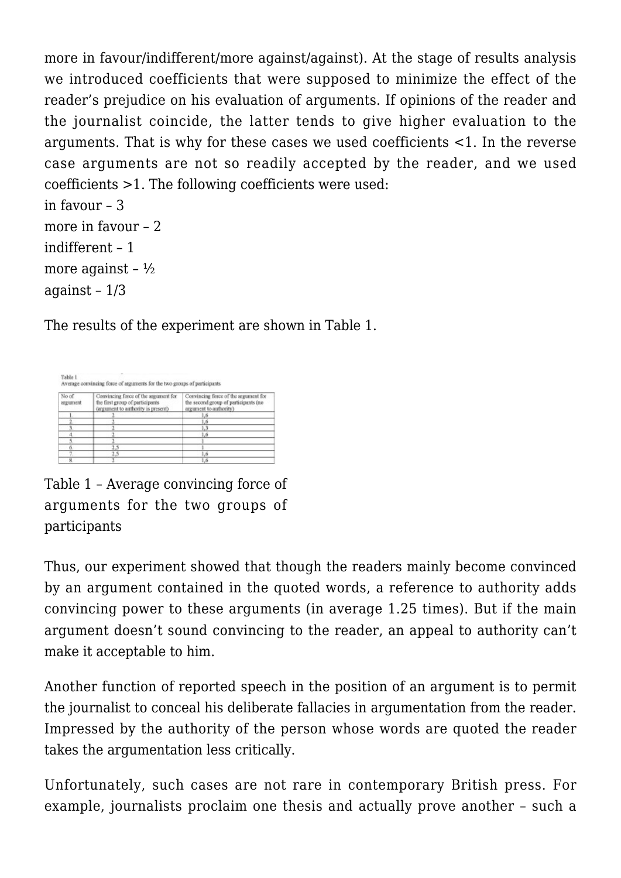more in favour/indifferent/more against/against). At the stage of results analysis we introduced coefficients that were supposed to minimize the effect of the reader's prejudice on his evaluation of arguments. If opinions of the reader and the journalist coincide, the latter tends to give higher evaluation to the arguments. That is why for these cases we used coefficients <1. In the reverse case arguments are not so readily accepted by the reader, and we used coefficients >1. The following coefficients were used:

in favour – 3
more in favour – 2
indifferent – 1
more against – ½
against – 1/3

The results of the experiment are shown in Table 1.

Table 1
Average convincing force of arguments for the two groups of participants

| No of argument | Convincing force of the argument for the first group of participants (argument to authority is present) | Convincing force of the argument for the second group of participants (no argument to authority) |
|---|---|---|
| 1. | 2 | 1,6 |
| 2. | 2 | 1,6 |
| 3. | 2 | 1,3 |
| 4. | 2 | 1,6 |
| 5. | 2 | 1 |
| 6. | 2,5 | 1 |
| 7. | 2,5 | 1,6 |
| 8. | 2 | 1,6 |

Table 1 – Average convincing force of arguments for the two groups of participants

Thus, our experiment showed that though the readers mainly become convinced by an argument contained in the quoted words, a reference to authority adds convincing power to these arguments (in average 1.25 times). But if the main argument doesn't sound convincing to the reader, an appeal to authority can't make it acceptable to him.

Another function of reported speech in the position of an argument is to permit the journalist to conceal his deliberate fallacies in argumentation from the reader. Impressed by the authority of the person whose words are quoted the reader takes the argumentation less critically.

Unfortunately, such cases are not rare in contemporary British press. For example, journalists proclaim one thesis and actually prove another – such a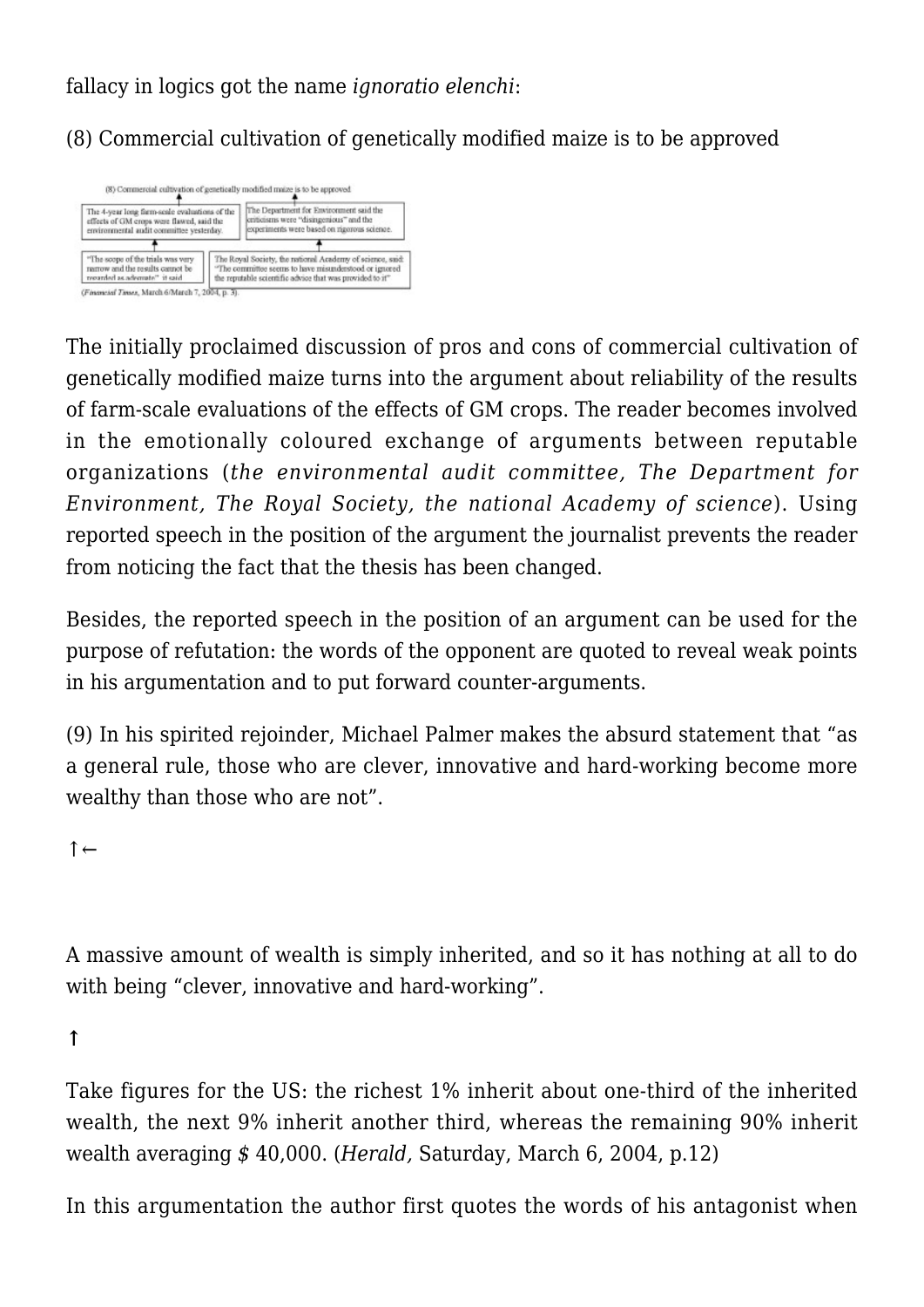fallacy in logics got the name *ignoratio elenchi*:

(8) Commercial cultivation of genetically modified maize is to be approved

(8) Commercial cultivation of genetically modified maize is to be approved

| The 4-year long farm-scale evaluations of the effects of GM crops were flawed, said the environmental audit committee yesterday. | The Department for Environment said the criticisms were "disingenuous" and the experiments were based on rigorous science. |
|---|---|
| "The scope of the trials was very narrow and the results cannot be regarded as adequate," it said. | The Royal Society, the national Academy of science, said: "The committee seems to have misunderstood or ignored the reputable scientific advice that was provided to it" |

(*Financial Times*, March 6/March 7, 2004, p. 3).

The initially proclaimed discussion of pros and cons of commercial cultivation of genetically modified maize turns into the argument about reliability of the results of farm-scale evaluations of the effects of GM crops. The reader becomes involved in the emotionally coloured exchange of arguments between reputable organizations (*the environmental audit committee, The Department for Environment, The Royal Society, the national Academy of science*). Using reported speech in the position of the argument the journalist prevents the reader from noticing the fact that the thesis has been changed.

Besides, the reported speech in the position of an argument can be used for the purpose of refutation: the words of the opponent are quoted to reveal weak points in his argumentation and to put forward counter-arguments.

(9) In his spirited rejoinder, Michael Palmer makes the absurd statement that "as a general rule, those who are clever, innovative and hard-working become more wealthy than those who are not".

↑←

A massive amount of wealth is simply inherited, and so it has nothing at all to do with being "clever, innovative and hard-working".

↑

Take figures for the US: the richest 1% inherit about one-third of the inherited wealth, the next 9% inherit another third, whereas the remaining 90% inherit wealth averaging *$* 40,000. (*Herald,* Saturday, March 6, 2004, p.12)

In this argumentation the author first quotes the words of his antagonist when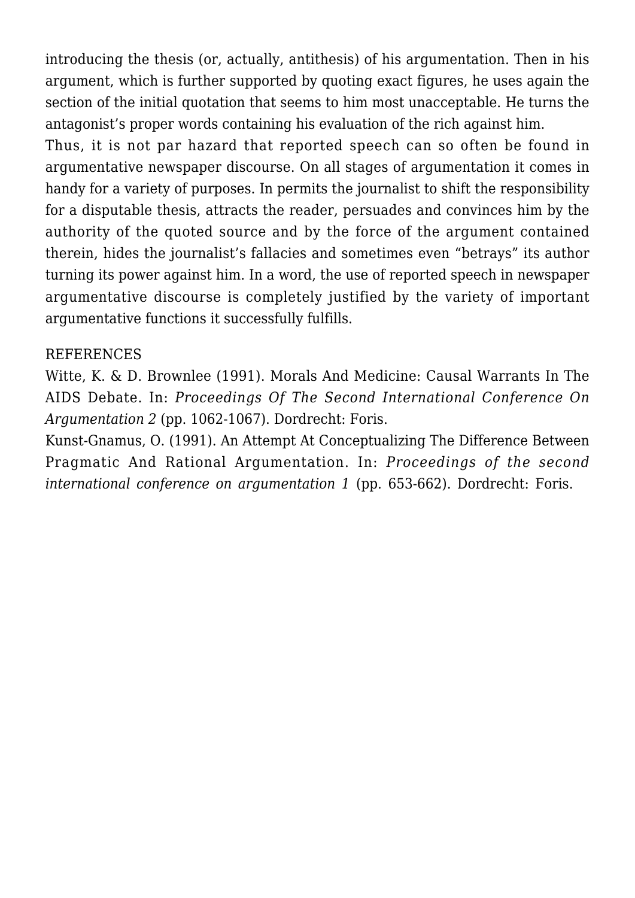introducing the thesis (or, actually, antithesis) of his argumentation. Then in his argument, which is further supported by quoting exact figures, he uses again the section of the initial quotation that seems to him most unacceptable. He turns the antagonist's proper words containing his evaluation of the rich against him.

Thus, it is not par hazard that reported speech can so often be found in argumentative newspaper discourse. On all stages of argumentation it comes in handy for a variety of purposes. In permits the journalist to shift the responsibility for a disputable thesis, attracts the reader, persuades and convinces him by the authority of the quoted source and by the force of the argument contained therein, hides the journalist's fallacies and sometimes even "betrays" its author turning its power against him. In a word, the use of reported speech in newspaper argumentative discourse is completely justified by the variety of important argumentative functions it successfully fulfills.

REFERENCES

Witte, K. & D. Brownlee (1991). Morals And Medicine: Causal Warrants In The AIDS Debate. In: *Proceedings Of The Second International Conference On Argumentation 2* (pp. 1062-1067). Dordrecht: Foris.

Kunst-Gnamus, O. (1991). An Attempt At Conceptualizing The Difference Between Pragmatic And Rational Argumentation. In: *Proceedings of the second international conference on argumentation 1* (pp. 653-662). Dordrecht: Foris.